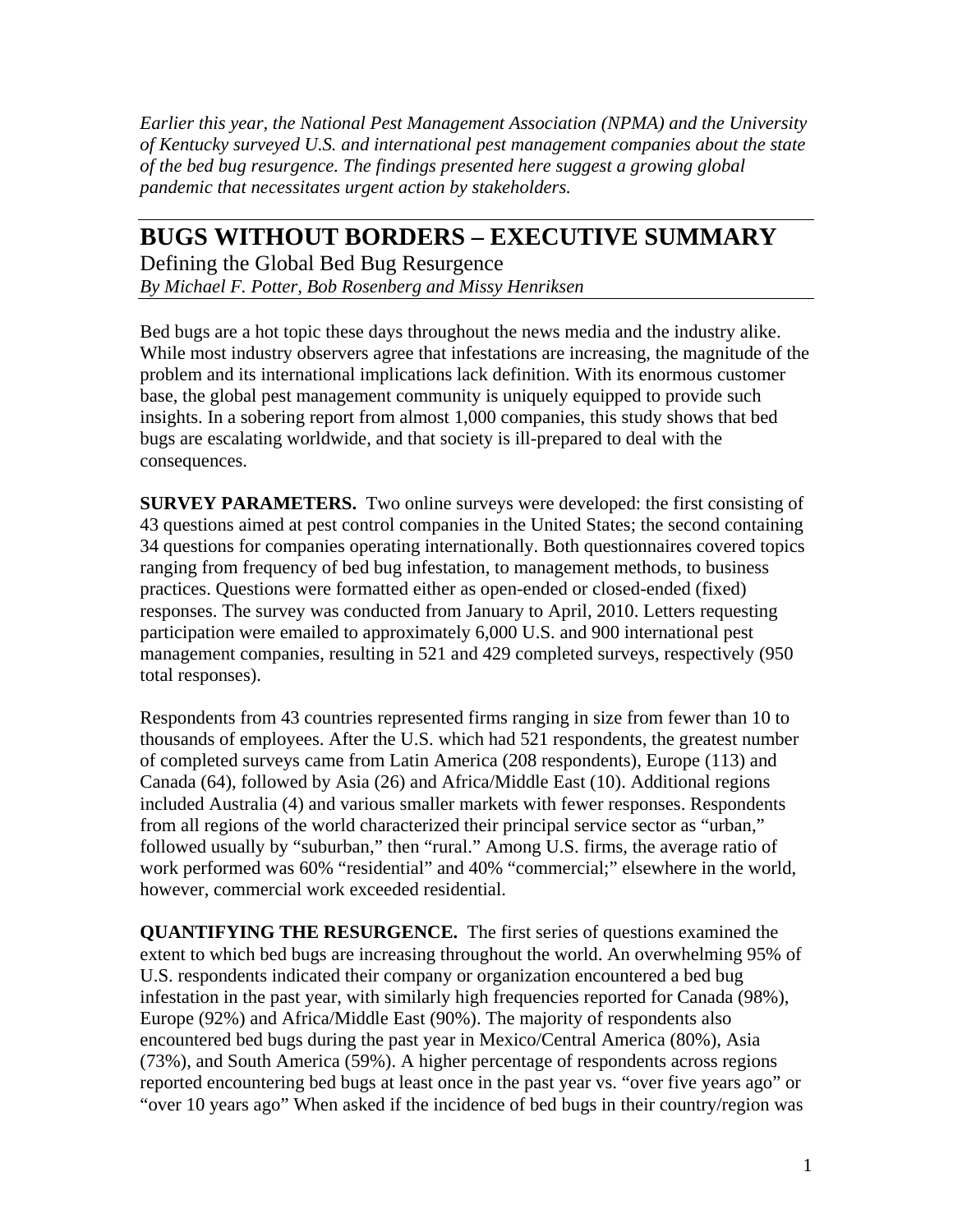*Earlier this year, the National Pest Management Association (NPMA) and the University of Kentucky surveyed U.S. and international pest management companies about the state of the bed bug resurgence. The findings presented here suggest a growing global pandemic that necessitates urgent action by stakeholders.*

# BUGS WITHOUT BORDERS – EXECUTIVE SUMMARY

Defining the Global Bed Bug Resurgence

*By Michael F. Potter, Bob Rosenberg and Missy Henriksen*

Bed bugs are a hot topic these days throughout the news media and the industry alike. While most industry observers agree that infestations are increasing, the magnitude of the problem and its international implications lack definition. With its enormous customer base, the global pest management community is uniquely equipped to provide such insights. In a sobering report from almost 1,000 companies, this study shows that bed bugs are escalating worldwide, and that society is ill-prepared to deal with the consequences.

**SURVEY PARAMETERS.** Two online surveys were developed: the first consisting of 43 questions aimed at pest control companies in the United States; the second containing 34 questions for companies operating internationally. Both questionnaires covered topics ranging from frequency of bed bug infestation, to management methods, to business practices. Questions were formatted either as open-ended or closed-ended (fixed) responses. The survey was conducted from January to April, 2010. Letters requesting participation were emailed to approximately 6,000 U.S. and 900 international pest management companies, resulting in 521 and 429 completed surveys, respectively (950 total responses).

Respondents from 43 countries represented firms ranging in size from fewer than 10 to thousands of employees. After the U.S. which had 521 respondents, the greatest number of completed surveys came from Latin America (208 respondents), Europe (113) and Canada (64), followed by Asia (26) and Africa/Middle East (10). Additional regions included Australia (4) and various smaller markets with fewer responses. Respondents from all regions of the world characterized their principal service sector as "urban," followed usually by "suburban," then "rural." Among U.S. firms, the average ratio of work performed was 60% "residential" and 40% "commercial;" elsewhere in the world, however, commercial work exceeded residential.

**QUANTIFYING THE RESURGENCE.** The first series of questions examined the extent to which bed bugs are increasing throughout the world. An overwhelming 95% of U.S. respondents indicated their company or organization encountered a bed bug infestation in the past year, with similarly high frequencies reported for Canada (98%), Europe (92%) and Africa/Middle East (90%). The majority of respondents also encountered bed bugs during the past year in Mexico/Central America (80%), Asia (73%), and South America (59%). A higher percentage of respondents across regions reported encountering bed bugs at least once in the past year vs. "over five years ago" or "over 10 years ago" When asked if the incidence of bed bugs in their country/region was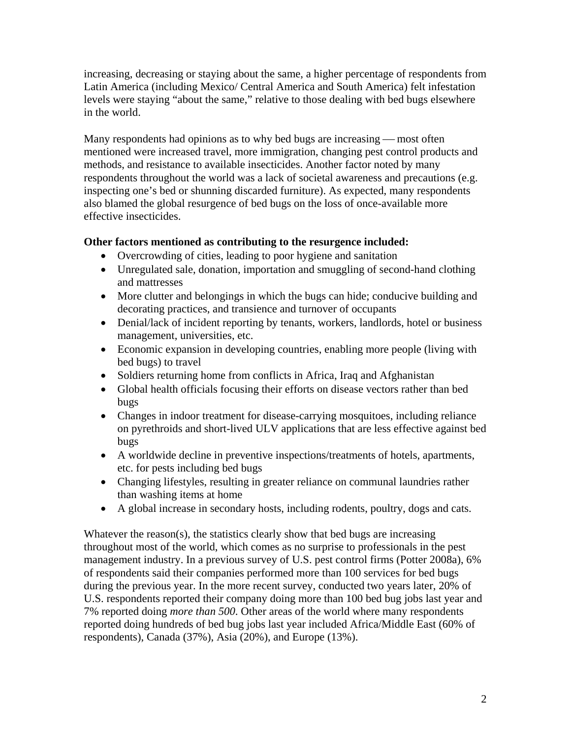increasing, decreasing or staying about the same, a higher percentage of respondents from Latin America (including Mexico/ Central America and South America) felt infestation levels were staying "about the same," relative to those dealing with bed bugs elsewhere in the world.

Many respondents had opinions as to why bed bugs are increasing — most often mentioned were increased travel, more immigration, changing pest control products and methods, and resistance to available insecticides. Another factor noted by many respondents throughout the world was a lack of societal awareness and precautions (e.g. inspecting one's bed or shunning discarded furniture). As expected, many respondents also blamed the global resurgence of bed bugs on the loss of once-available more effective insecticides.

**Other factors mentioned as contributing to the resurgence included:**

- Overcrowding of cities, leading to poor hygiene and sanitation
- Unregulated sale, donation, importation and smuggling of second-hand clothing and mattresses
- More clutter and belongings in which the bugs can hide; conducive building and decorating practices, and transience and turnover of occupants
- Denial/lack of incident reporting by tenants, workers, landlords, hotel or business management, universities, etc.
- Economic expansion in developing countries, enabling more people (living with bed bugs) to travel
- Soldiers returning home from conflicts in Africa, Iraq and Afghanistan
- Global health officials focusing their efforts on disease vectors rather than bed bugs
- Changes in indoor treatment for disease-carrying mosquitoes, including reliance on pyrethroids and short-lived ULV applications that are less effective against bed bugs
- A worldwide decline in preventive inspections/treatments of hotels, apartments, etc. for pests including bed bugs
- Changing lifestyles, resulting in greater reliance on communal laundries rather than washing items at home
- A global increase in secondary hosts, including rodents, poultry, dogs and cats.

Whatever the reason(s), the statistics clearly show that bed bugs are increasing throughout most of the world, which comes as no surprise to professionals in the pest management industry. In a previous survey of U.S. pest control firms (Potter 2008a), 6% of respondents said their companies performed more than 100 services for bed bugs during the previous year. In the more recent survey, conducted two years later, 20% of U.S. respondents reported their company doing more than 100 bed bug jobs last year and 7% reported doing *more than 500*. Other areas of the world where many respondents reported doing hundreds of bed bug jobs last year included Africa/Middle East (60% of respondents), Canada (37%), Asia (20%), and Europe (13%).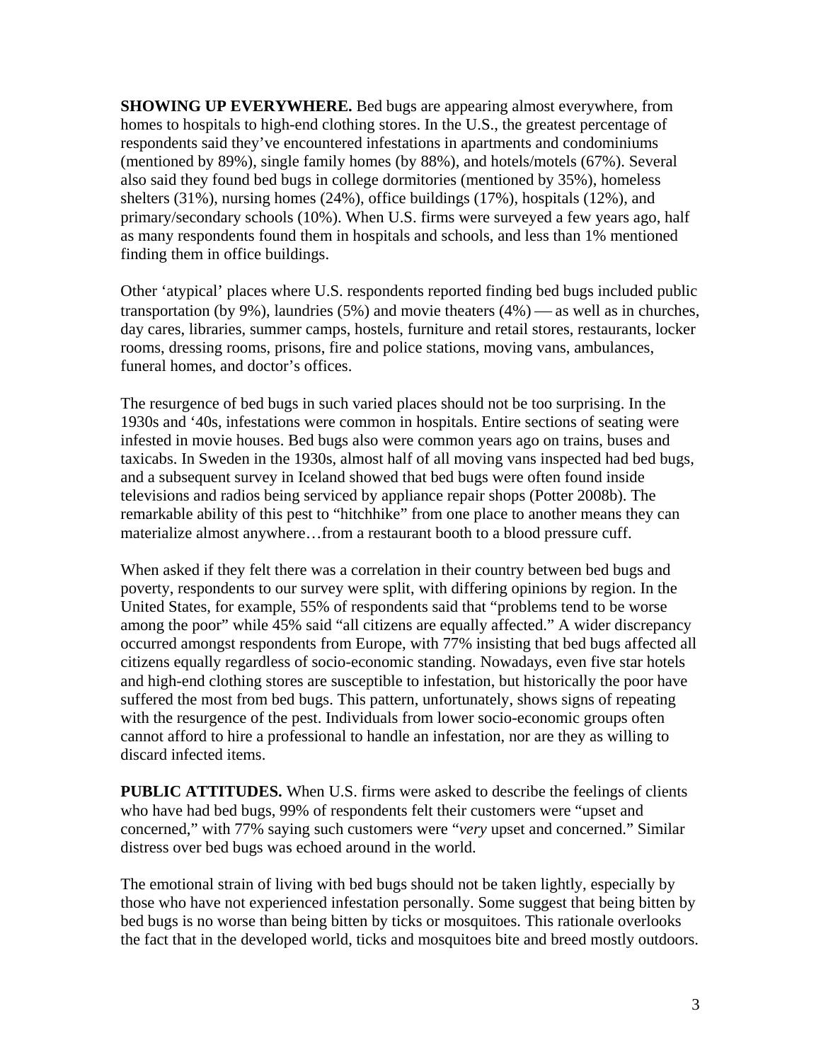**SHOWING UP EVERYWHERE.** Bed bugs are appearing almost everywhere, from homes to hospitals to high-end clothing stores. In the U.S., the greatest percentage of respondents said they've encountered infestations in apartments and condominiums (mentioned by 89%), single family homes (by 88%), and hotels/motels (67%). Several also said they found bed bugs in college dormitories (mentioned by 35%), homeless shelters (31%), nursing homes (24%), office buildings (17%), hospitals (12%), and primary/secondary schools (10%). When U.S. firms were surveyed a few years ago, half as many respondents found them in hospitals and schools, and less than 1% mentioned finding them in office buildings.

Other 'atypical' places where U.S. respondents reported finding bed bugs included public transportation (by 9%), laundries (5%) and movie theaters (4%) — as well as in churches, day cares, libraries, summer camps, hostels, furniture and retail stores, restaurants, locker rooms, dressing rooms, prisons, fire and police stations, moving vans, ambulances, funeral homes, and doctor's offices.

The resurgence of bed bugs in such varied places should not be too surprising. In the 1930s and '40s, infestations were common in hospitals. Entire sections of seating were infested in movie houses. Bed bugs also were common years ago on trains, buses and taxicabs. In Sweden in the 1930s, almost half of all moving vans inspected had bed bugs, and a subsequent survey in Iceland showed that bed bugs were often found inside televisions and radios being serviced by appliance repair shops (Potter 2008b). The remarkable ability of this pest to "hitchhike" from one place to another means they can materialize almost anywhere…from a restaurant booth to a blood pressure cuff.

When asked if they felt there was a correlation in their country between bed bugs and poverty, respondents to our survey were split, with differing opinions by region. In the United States, for example, 55% of respondents said that "problems tend to be worse among the poor" while 45% said "all citizens are equally affected." A wider discrepancy occurred amongst respondents from Europe, with 77% insisting that bed bugs affected all citizens equally regardless of socio-economic standing. Nowadays, even five star hotels and high-end clothing stores are susceptible to infestation, but historically the poor have suffered the most from bed bugs. This pattern, unfortunately, shows signs of repeating with the resurgence of the pest. Individuals from lower socio-economic groups often cannot afford to hire a professional to handle an infestation, nor are they as willing to discard infected items.

**PUBLIC ATTITUDES.** When U.S. firms were asked to describe the feelings of clients who have had bed bugs, 99% of respondents felt their customers were "upset and concerned," with 77% saying such customers were "*very* upset and concerned." Similar distress over bed bugs was echoed around in the world.

The emotional strain of living with bed bugs should not be taken lightly, especially by those who have not experienced infestation personally. Some suggest that being bitten by bed bugs is no worse than being bitten by ticks or mosquitoes. This rationale overlooks the fact that in the developed world, ticks and mosquitoes bite and breed mostly outdoors.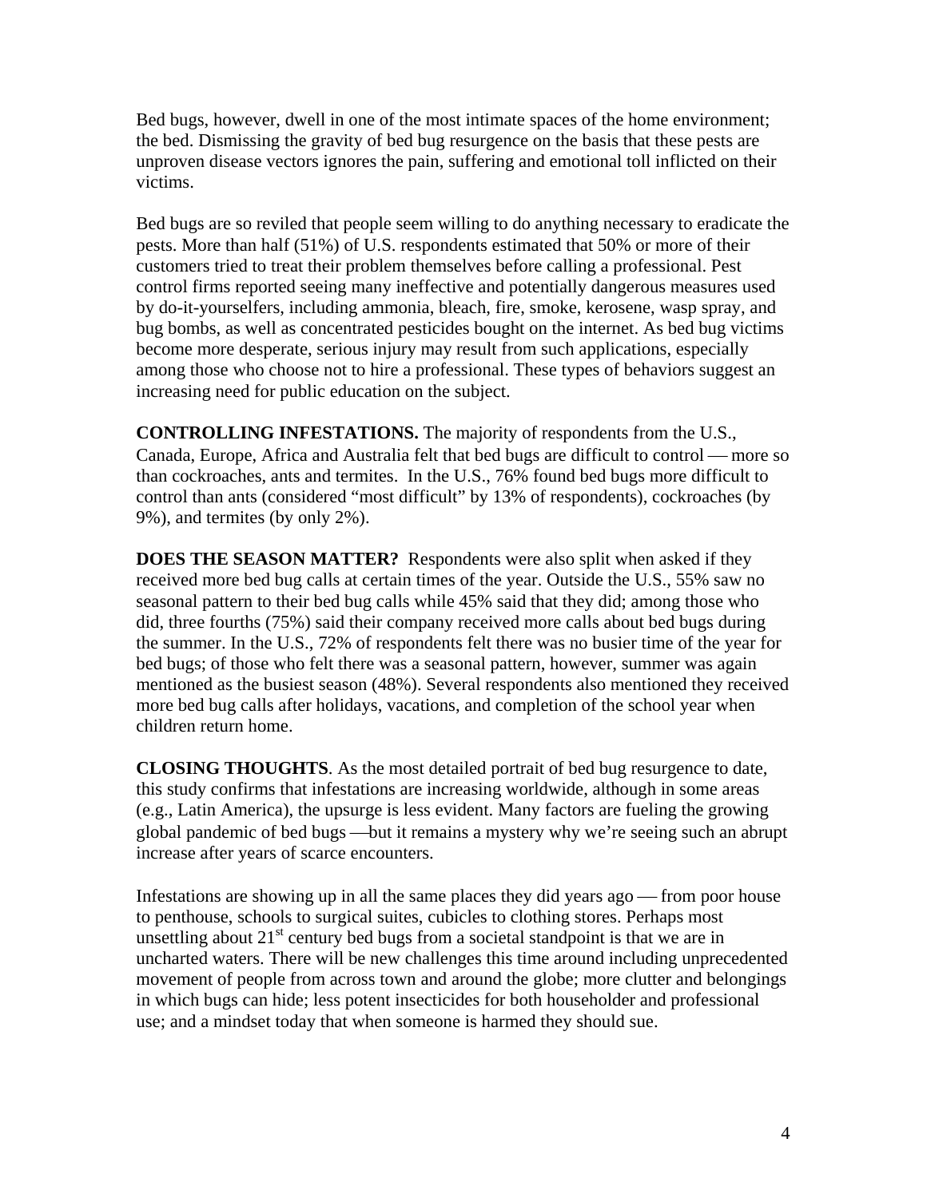Bed bugs, however, dwell in one of the most intimate spaces of the home environment; the bed. Dismissing the gravity of bed bug resurgence on the basis that these pests are unproven disease vectors ignores the pain, suffering and emotional toll inflicted on their victims.

Bed bugs are so reviled that people seem willing to do anything necessary to eradicate the pests. More than half (51%) of U.S. respondents estimated that 50% or more of their customers tried to treat their problem themselves before calling a professional. Pest control firms reported seeing many ineffective and potentially dangerous measures used by do-it-yourselfers, including ammonia, bleach, fire, smoke, kerosene, wasp spray, and bug bombs, as well as concentrated pesticides bought on the internet. As bed bug victims become more desperate, serious injury may result from such applications, especially among those who choose not to hire a professional. These types of behaviors suggest an increasing need for public education on the subject.

**CONTROLLING INFESTATIONS.** The majority of respondents from the U.S., Canada, Europe, Africa and Australia felt that bed bugs are difficult to control — more so than cockroaches, ants and termites. In the U.S., 76% found bed bugs more difficult to control than ants (considered "most difficult" by 13% of respondents), cockroaches (by 9%), and termites (by only 2%).

**DOES THE SEASON MATTER?** Respondents were also split when asked if they received more bed bug calls at certain times of the year. Outside the U.S., 55% saw no seasonal pattern to their bed bug calls while 45% said that they did; among those who did, three fourths (75%) said their company received more calls about bed bugs during the summer. In the U.S., 72% of respondents felt there was no busier time of the year for bed bugs; of those who felt there was a seasonal pattern, however, summer was again mentioned as the busiest season (48%). Several respondents also mentioned they received more bed bug calls after holidays, vacations, and completion of the school year when children return home.

**CLOSING THOUGHTS**. As the most detailed portrait of bed bug resurgence to date, this study confirms that infestations are increasing worldwide, although in some areas (e.g., Latin America), the upsurge is less evident. Many factors are fueling the growing global pandemic of bed bugs —but it remains a mystery why we're seeing such an abrupt increase after years of scarce encounters.

Infestations are showing up in all the same places they did years ago — from poor house to penthouse, schools to surgical suites, cubicles to clothing stores. Perhaps most unsettling about 21st century bed bugs from a societal standpoint is that we are in uncharted waters. There will be new challenges this time around including unprecedented movement of people from across town and around the globe; more clutter and belongings in which bugs can hide; less potent insecticides for both householder and professional use; and a mindset today that when someone is harmed they should sue.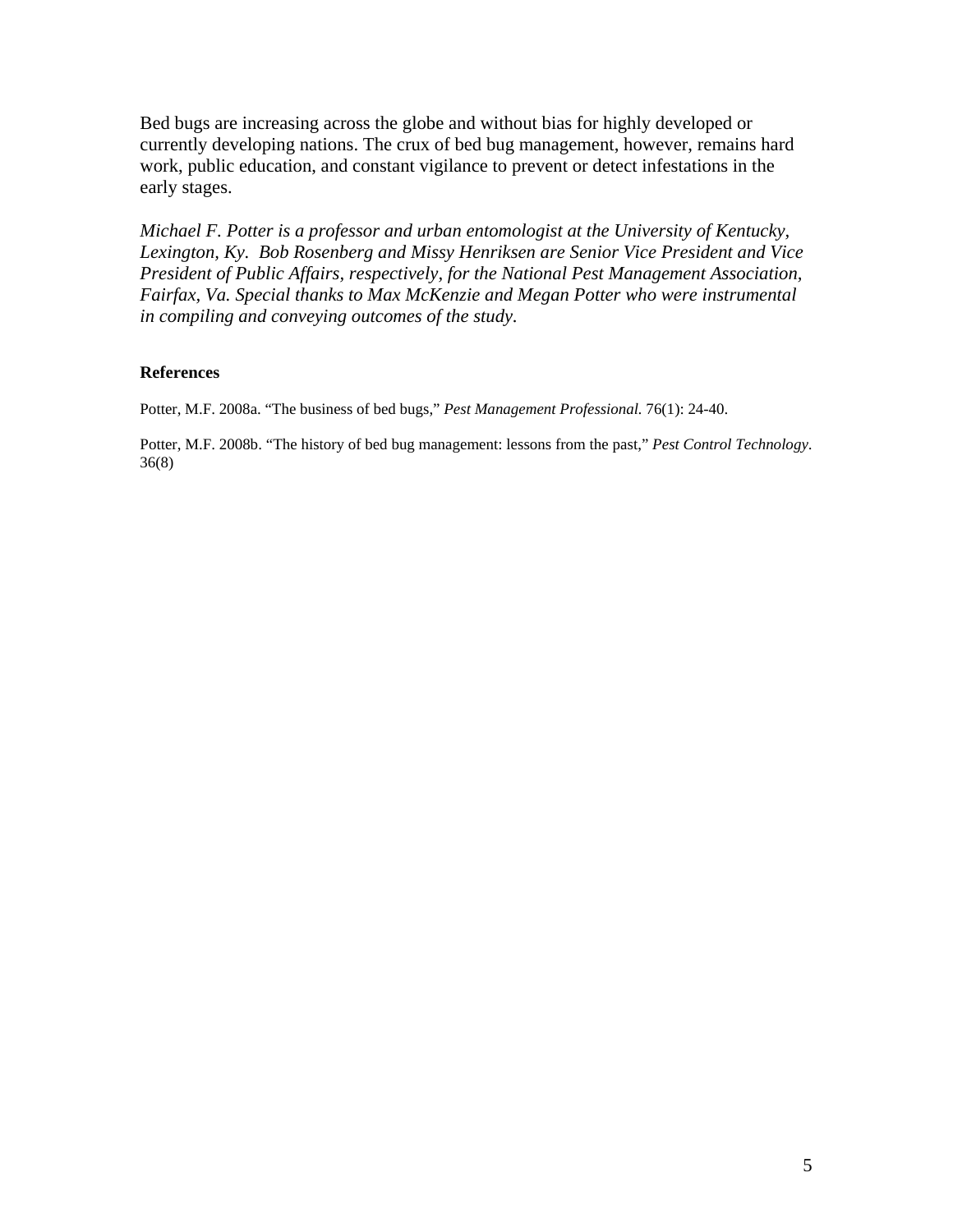Bed bugs are increasing across the globe and without bias for highly developed or currently developing nations. The crux of bed bug management, however, remains hard work, public education, and constant vigilance to prevent or detect infestations in the early stages.

*Michael F. Potter is a professor and urban entomologist at the University of Kentucky, Lexington, Ky. Bob Rosenberg and Missy Henriksen are Senior Vice President and Vice President of Public Affairs, respectively, for the National Pest Management Association, Fairfax, Va. Special thanks to Max McKenzie and Megan Potter who were instrumental in compiling and conveying outcomes of the study*.

**References**

Potter, M.F. 2008a. "The business of bed bugs," *Pest Management Professional.* 76(1): 24-40.

Potter, M.F. 2008b. "The history of bed bug management: lessons from the past," *Pest Control Technology*. 36(8)